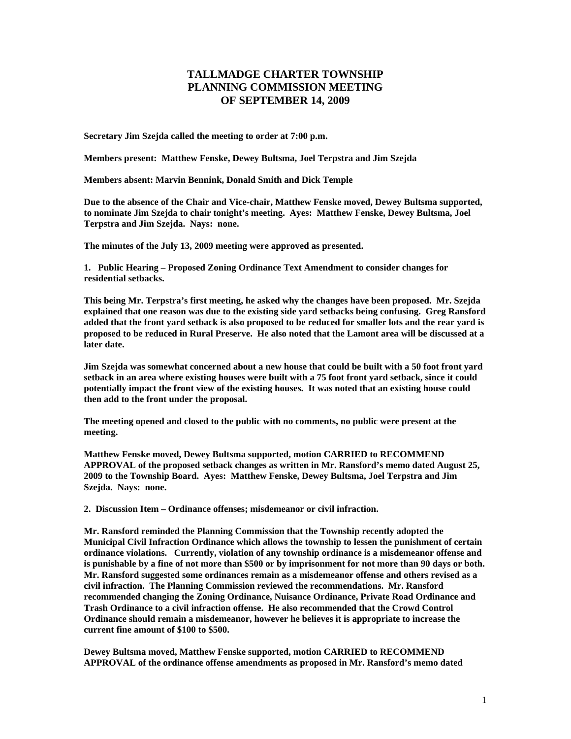# TALLMADGE CHARTER TOWNSHIP PLANNING COMMISSION MEETING OF SEPTEMBER 14, 2009

**Secretary Jim Szejda called the meeting to order at 7:00 p.m.**

**Members present: Matthew Fenske, Dewey Bultsma, Joel Terpstra and Jim Szejda**

**Members absent: Marvin Bennink, Donald Smith and Dick Temple**

**Due to the absence of the Chair and Vice-chair, Matthew Fenske moved, Dewey Bultsma supported, to nominate Jim Szejda to chair tonight's meeting. Ayes: Matthew Fenske, Dewey Bultsma, Joel Terpstra and Jim Szejda. Nays: none.**

**The minutes of the July 13, 2009 meeting were approved as presented.**

**1. Public Hearing – Proposed Zoning Ordinance Text Amendment to consider changes for residential setbacks.**

**This being Mr. Terpstra's first meeting, he asked why the changes have been proposed. Mr. Szejda explained that one reason was due to the existing side yard setbacks being confusing. Greg Ransford added that the front yard setback is also proposed to be reduced for smaller lots and the rear yard is proposed to be reduced in Rural Preserve. He also noted that the Lamont area will be discussed at a later date.**

**Jim Szejda was somewhat concerned about a new house that could be built with a 50 foot front yard setback in an area where existing houses were built with a 75 foot front yard setback, since it could potentially impact the front view of the existing houses. It was noted that an existing house could then add to the front under the proposal.**

**The meeting opened and closed to the public with no comments, no public were present at the meeting.**

**Matthew Fenske moved, Dewey Bultsma supported, motion CARRIED to RECOMMEND APPROVAL of the proposed setback changes as written in Mr. Ransford's memo dated August 25, 2009 to the Township Board. Ayes: Matthew Fenske, Dewey Bultsma, Joel Terpstra and Jim Szejda. Nays: none.**

**2. Discussion Item – Ordinance offenses; misdemeanor or civil infraction.**

**Mr. Ransford reminded the Planning Commission that the Township recently adopted the Municipal Civil Infraction Ordinance which allows the township to lessen the punishment of certain ordinance violations. Currently, violation of any township ordinance is a misdemeanor offense and is punishable by a fine of not more than $500 or by imprisonment for not more than 90 days or both. Mr. Ransford suggested some ordinances remain as a misdemeanor offense and others revised as a civil infraction. The Planning Commission reviewed the recommendations. Mr. Ransford recommended changing the Zoning Ordinance, Nuisance Ordinance, Private Road Ordinance and Trash Ordinance to a civil infraction offense. He also recommended that the Crowd Control Ordinance should remain a misdemeanor, however he believes it is appropriate to increase the current fine amount of $100 to $500.**

**Dewey Bultsma moved, Matthew Fenske supported, motion CARRIED to RECOMMEND APPROVAL of the ordinance offense amendments as proposed in Mr. Ransford's memo dated**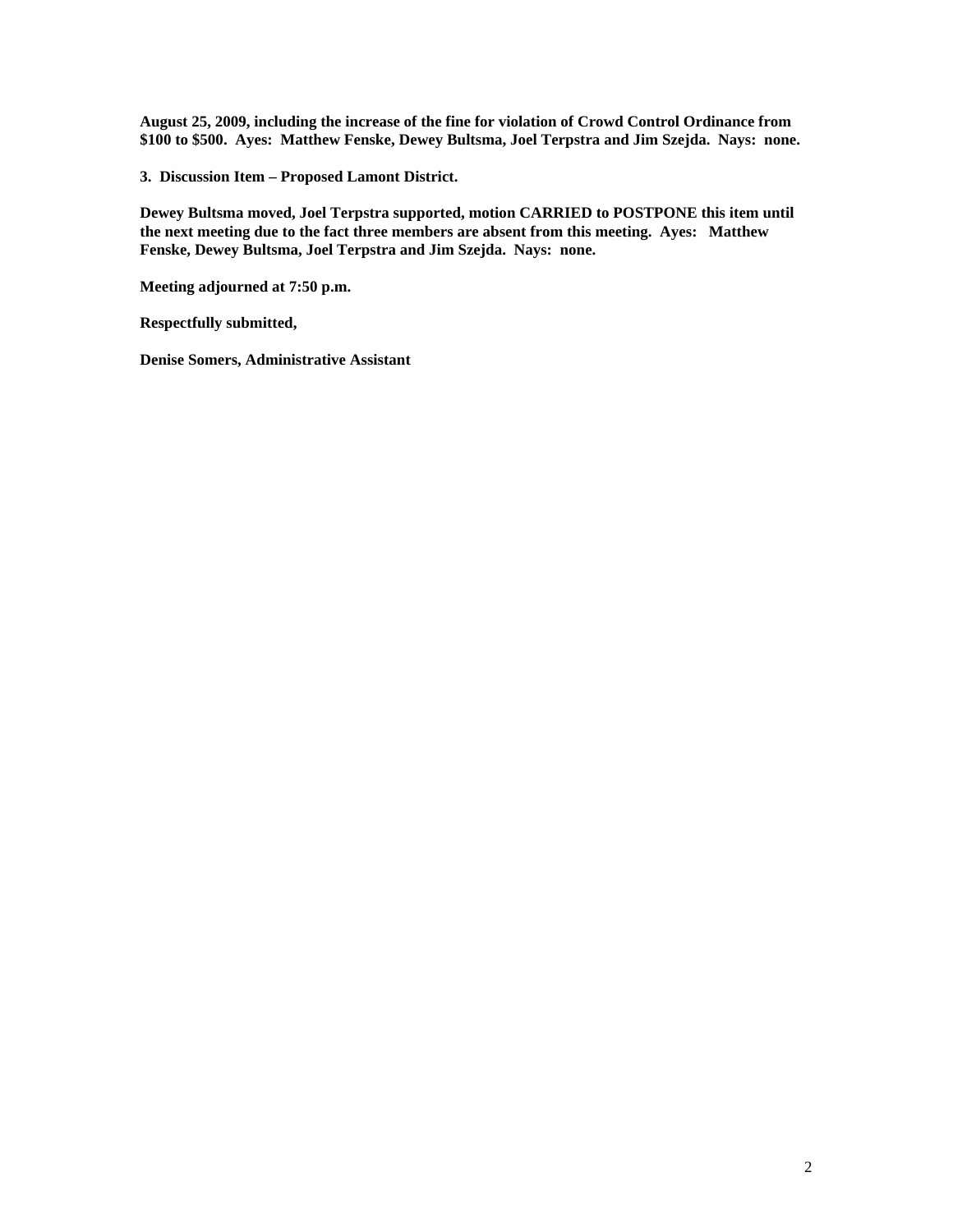**August 25, 2009, including the increase of the fine for violation of Crowd Control Ordinance from \$100 to \$500. Ayes: Matthew Fenske, Dewey Bultsma, Joel Terpstra and Jim Szejda. Nays: none.**

**3. Discussion Item – Proposed Lamont District.**

**Dewey Bultsma moved, Joel Terpstra supported, motion CARRIED to POSTPONE this item until the next meeting due to the fact three members are absent from this meeting. Ayes: Matthew Fenske, Dewey Bultsma, Joel Terpstra and Jim Szejda. Nays: none.**

**Meeting adjourned at 7:50 p.m.**

**Respectfully submitted,**

**Denise Somers, Administrative Assistant**